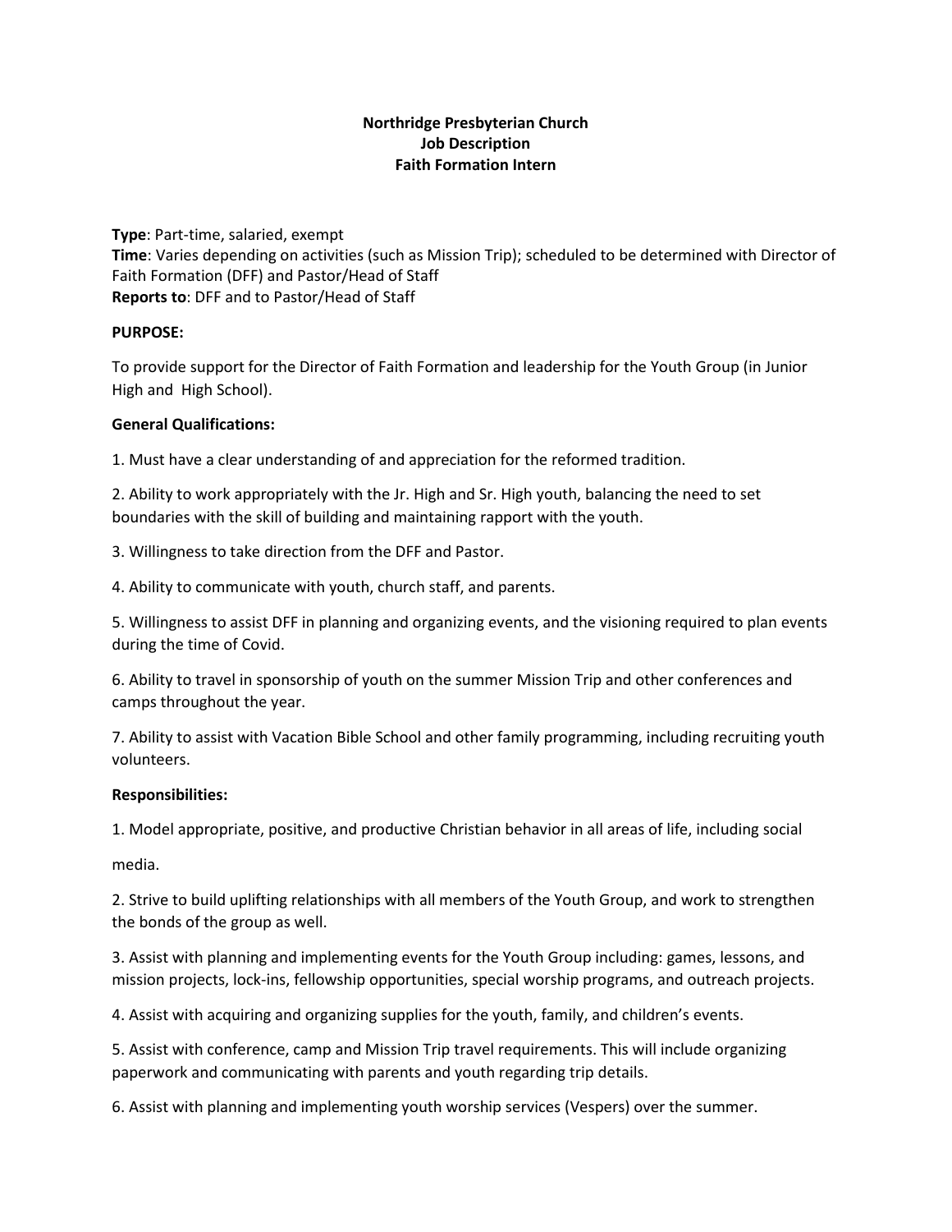**Northridge Presbyterian Church**
**Job Description**
**Faith Formation Intern**

**Type**: Part-time, salaried, exempt
**Time**: Varies depending on activities (such as Mission Trip); scheduled to be determined with Director of Faith Formation (DFF) and Pastor/Head of Staff
**Reports to**: DFF and to Pastor/Head of Staff

**PURPOSE:**

To provide support for the Director of Faith Formation and leadership for the Youth Group (in Junior High and High School).

**General Qualifications:**

1. Must have a clear understanding of and appreciation for the reformed tradition.

2. Ability to work appropriately with the Jr. High and Sr. High youth, balancing the need to set boundaries with the skill of building and maintaining rapport with the youth.

3. Willingness to take direction from the DFF and Pastor.

4. Ability to communicate with youth, church staff, and parents.

5. Willingness to assist DFF in planning and organizing events, and the visioning required to plan events during the time of Covid.

6. Ability to travel in sponsorship of youth on the summer Mission Trip and other conferences and camps throughout the year.

7. Ability to assist with Vacation Bible School and other family programming, including recruiting youth volunteers.

**Responsibilities:**

1. Model appropriate, positive, and productive Christian behavior in all areas of life, including social media.

2. Strive to build uplifting relationships with all members of the Youth Group, and work to strengthen the bonds of the group as well.

3. Assist with planning and implementing events for the Youth Group including: games, lessons, and mission projects, lock-ins, fellowship opportunities, special worship programs, and outreach projects.

4. Assist with acquiring and organizing supplies for the youth, family, and children's events.

5. Assist with conference, camp and Mission Trip travel requirements. This will include organizing paperwork and communicating with parents and youth regarding trip details.

6. Assist with planning and implementing youth worship services (Vespers) over the summer.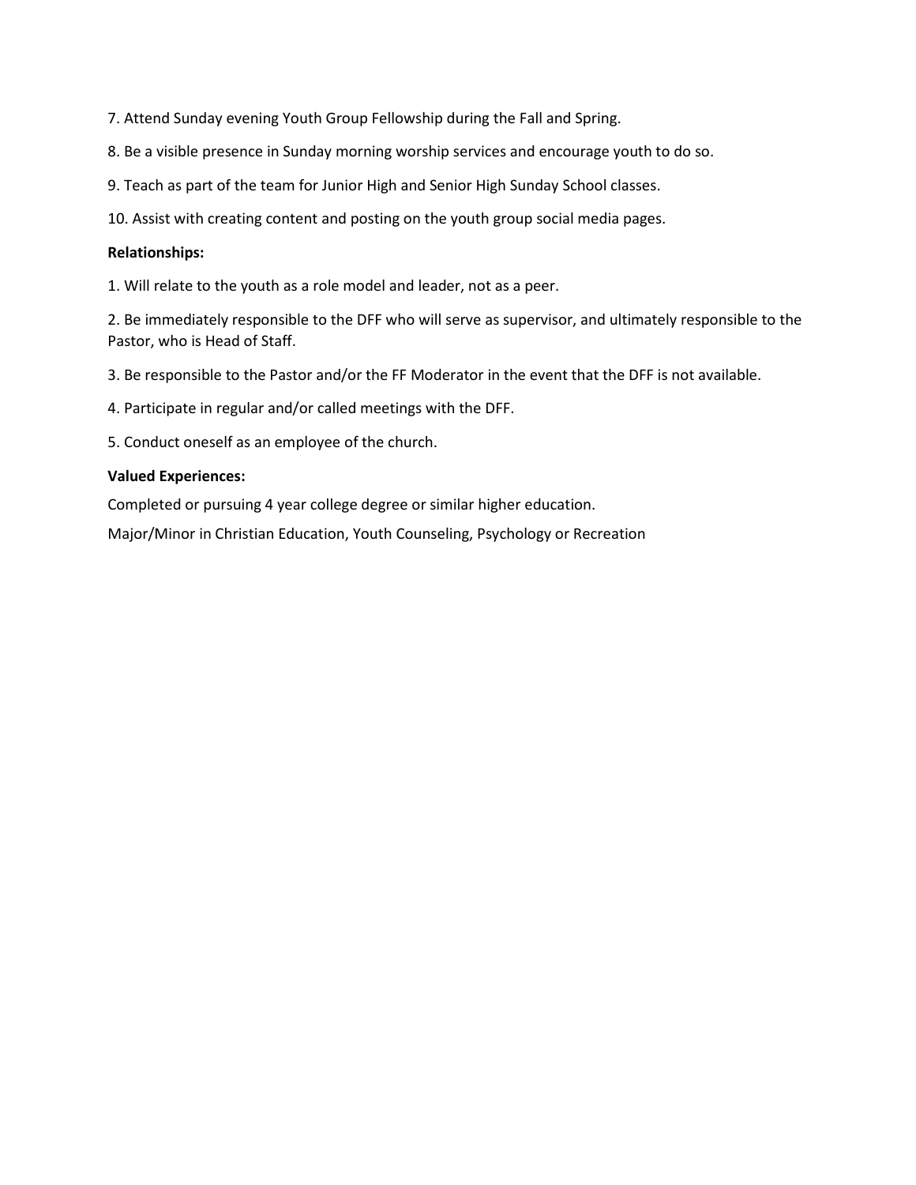7. Attend Sunday evening Youth Group Fellowship during the Fall and Spring.

8. Be a visible presence in Sunday morning worship services and encourage youth to do so.

9. Teach as part of the team for Junior High and Senior High Sunday School classes.

10. Assist with creating content and posting on the youth group social media pages.

**Relationships:**

1. Will relate to the youth as a role model and leader, not as a peer.

2. Be immediately responsible to the DFF who will serve as supervisor, and ultimately responsible to the Pastor, who is Head of Staff.

3. Be responsible to the Pastor and/or the FF Moderator in the event that the DFF is not available.

4. Participate in regular and/or called meetings with the DFF.

5. Conduct oneself as an employee of the church.

**Valued Experiences:**

Completed or pursuing 4 year college degree or similar higher education.

Major/Minor in Christian Education, Youth Counseling, Psychology or Recreation